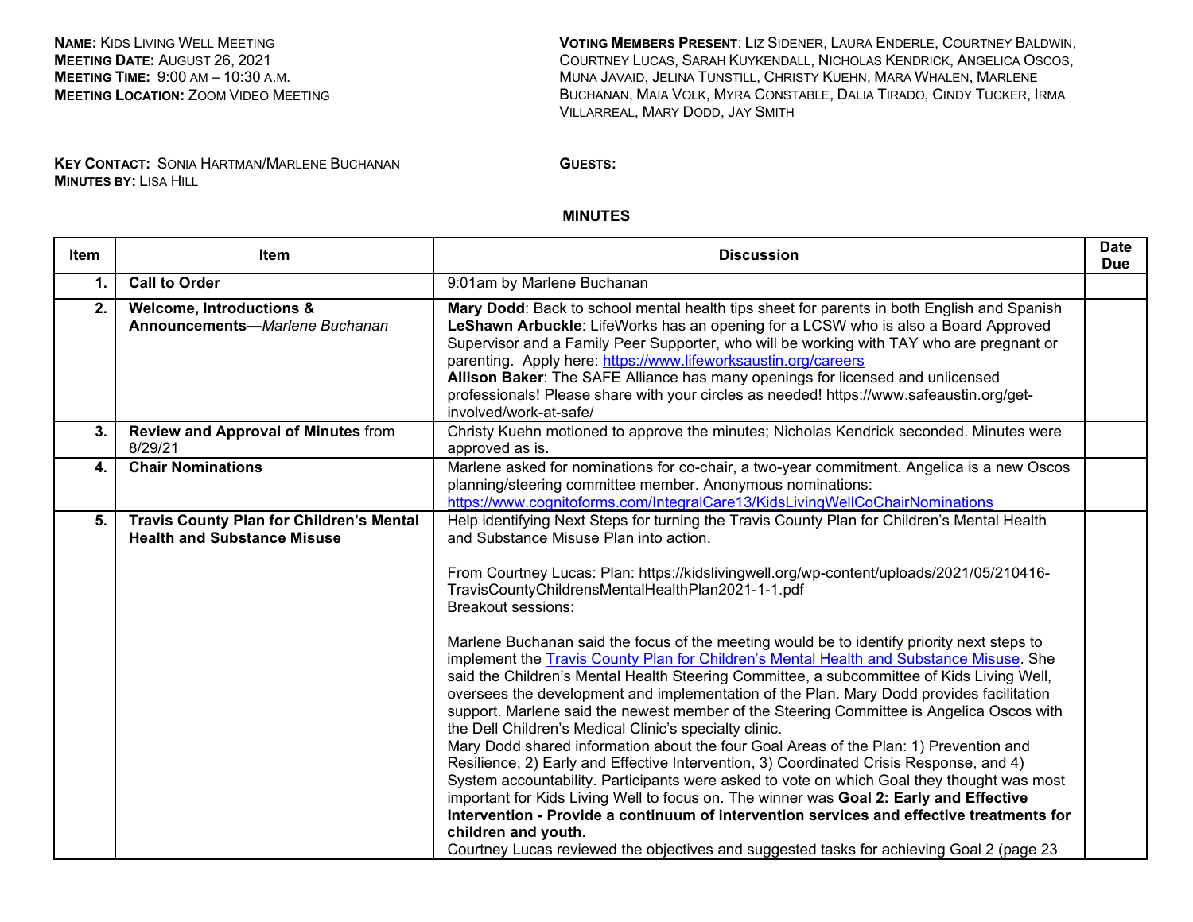**Name:** Kids Living Well Meeting
**Meeting Date:** August 26, 2021
**Meeting Time:** 9:00 am – 10:30 a.m.
**Meeting Location:** Zoom Video Meeting

**Voting Members Present**: Liz Sidener, Laura Enderle, Courtney Baldwin, Courtney Lucas, Sarah Kuykendall, Nicholas Kendrick, Angelica Oscos, Muna Javaid, Jelina Tunstill, Christy Kuehn, Mara Whalen, Marlene Buchanan, Maia Volk, Myra Constable, Dalia Tirado, Cindy Tucker, Irma Villarreal, Mary Dodd, Jay Smith

**Key Contact:** Sonia Hartman/Marlene Buchanan
**Minutes by:** Lisa Hill

**Guests:**

## MINUTES

| Item | Item | Discussion | Date Due |
|---|---|---|---|
| 1. | **Call to Order** | 9:01am by Marlene Buchanan | |
| 2. | **Welcome, Introductions & Announcements—***Marlene Buchanan* | **Mary Dodd**: Back to school mental health tips sheet for parents in both English and Spanish<br>**LeShawn Arbuckle**: LifeWorks has an opening for a LCSW who is also a Board Approved Supervisor and a Family Peer Supporter, who will be working with TAY who are pregnant or parenting. Apply here: https://www.lifeworksaustin.org/careers<br>**Allison Baker**: The SAFE Alliance has many openings for licensed and unlicensed professionals! Please share with your circles as needed! https://www.safeaustin.org/get-involved/work-at-safe/ | |
| 3. | **Review and Approval of Minutes** from 8/29/21 | Christy Kuehn motioned to approve the minutes; Nicholas Kendrick seconded. Minutes were approved as is. | |
| 4. | **Chair Nominations** | Marlene asked for nominations for co-chair, a two-year commitment. Angelica is a new Oscos planning/steering committee member. Anonymous nominations: https://www.cognitoforms.com/IntegralCare13/KidsLivingWellCoChairNominations | |
| 5. | **Travis County Plan for Children's Mental Health and Substance Misuse** | Help identifying Next Steps for turning the Travis County Plan for Children's Mental Health and Substance Misuse Plan into action.<br><br>From Courtney Lucas: Plan: https://kidslivingwell.org/wp-content/uploads/2021/05/210416-TravisCountyChildrensMentalHealthPlan2021-1-1.pdf<br>Breakout sessions:<br><br>Marlene Buchanan said the focus of the meeting would be to identify priority next steps to implement the Travis County Plan for Children's Mental Health and Substance Misuse. She said the Children's Mental Health Steering Committee, a subcommittee of Kids Living Well, oversees the development and implementation of the Plan. Mary Dodd provides facilitation support. Marlene said the newest member of the Steering Committee is Angelica Oscos with the Dell Children's Medical Clinic's specialty clinic.<br>Mary Dodd shared information about the four Goal Areas of the Plan: 1) Prevention and Resilience, 2) Early and Effective Intervention, 3) Coordinated Crisis Response, and 4) System accountability. Participants were asked to vote on which Goal they thought was most important for Kids Living Well to focus on. The winner was **Goal 2: Early and Effective Intervention - Provide a continuum of intervention services and effective treatments for children and youth.**<br>Courtney Lucas reviewed the objectives and suggested tasks for achieving Goal 2 (page 23 | |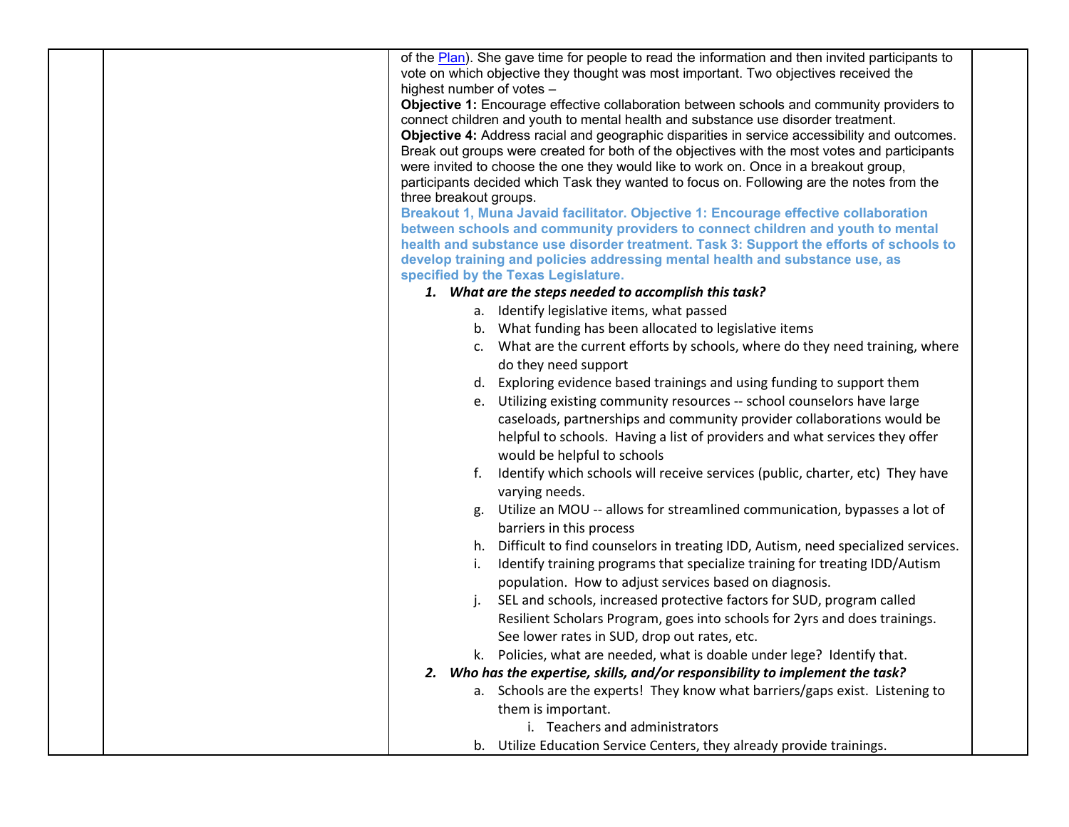of the Plan). She gave time for people to read the information and then invited participants to vote on which objective they thought was most important. Two objectives received the highest number of votes –

**Objective 1:** Encourage effective collaboration between schools and community providers to connect children and youth to mental health and substance use disorder treatment.

**Objective 4:** Address racial and geographic disparities in service accessibility and outcomes.

Break out groups were created for both of the objectives with the most votes and participants were invited to choose the one they would like to work on. Once in a breakout group, participants decided which Task they wanted to focus on. Following are the notes from the three breakout groups.

**Breakout 1, Muna Javaid facilitator. Objective 1: Encourage effective collaboration between schools and community providers to connect children and youth to mental health and substance use disorder treatment. Task 3: Support the efforts of schools to develop training and policies addressing mental health and substance use, as specified by the Texas Legislature.**

1. ***What are the steps needed to accomplish this task?***
   a. Identify legislative items, what passed
   b. What funding has been allocated to legislative items
   c. What are the current efforts by schools, where do they need training, where do they need support
   d. Exploring evidence based trainings and using funding to support them
   e. Utilizing existing community resources -- school counselors have large caseloads, partnerships and community provider collaborations would be helpful to schools. Having a list of providers and what services they offer would be helpful to schools
   f. Identify which schools will receive services (public, charter, etc) They have varying needs.
   g. Utilize an MOU -- allows for streamlined communication, bypasses a lot of barriers in this process
   h. Difficult to find counselors in treating IDD, Autism, need specialized services.
   i. Identify training programs that specialize training for treating IDD/Autism population. How to adjust services based on diagnosis.
   j. SEL and schools, increased protective factors for SUD, program called Resilient Scholars Program, goes into schools for 2yrs and does trainings. See lower rates in SUD, drop out rates, etc.
   k. Policies, what are needed, what is doable under lege? Identify that.
2. ***Who has the expertise, skills, and/or responsibility to implement the task?***
   a. Schools are the experts! They know what barriers/gaps exist. Listening to them is important.
      i. Teachers and administrators
   b. Utilize Education Service Centers, they already provide trainings.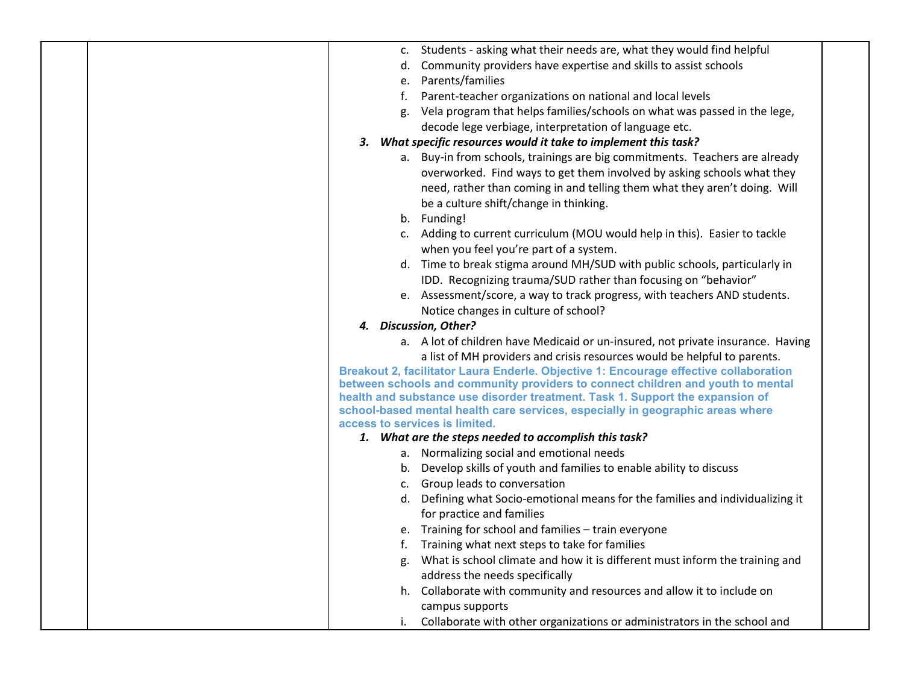c. Students - asking what their needs are, what they would find helpful
d. Community providers have expertise and skills to assist schools
e. Parents/families
f. Parent-teacher organizations on national and local levels
g. Vela program that helps families/schools on what was passed in the lege, decode lege verbiage, interpretation of language etc.

3. ***What specific resources would it take to implement this task?***
    a. Buy-in from schools, trainings are big commitments. Teachers are already overworked. Find ways to get them involved by asking schools what they need, rather than coming in and telling them what they aren't doing. Will be a culture shift/change in thinking.
    b. Funding!
    c. Adding to current curriculum (MOU would help in this). Easier to tackle when you feel you're part of a system.
    d. Time to break stigma around MH/SUD with public schools, particularly in IDD. Recognizing trauma/SUD rather than focusing on "behavior"
    e. Assessment/score, a way to track progress, with teachers AND students. Notice changes in culture of school?

4. ***Discussion, Other?***
    a. A lot of children have Medicaid or un-insured, not private insurance. Having a list of MH providers and crisis resources would be helpful to parents.

**Breakout 2, facilitator Laura Enderle. Objective 1: Encourage effective collaboration between schools and community providers to connect children and youth to mental health and substance use disorder treatment. Task 1. Support the expansion of school-based mental health care services, especially in geographic areas where access to services is limited.**

1. ***What are the steps needed to accomplish this task?***
    a. Normalizing social and emotional needs
    b. Develop skills of youth and families to enable ability to discuss
    c. Group leads to conversation
    d. Defining what Socio-emotional means for the families and individualizing it for practice and families
    e. Training for school and families – train everyone
    f. Training what next steps to take for families
    g. What is school climate and how it is different must inform the training and address the needs specifically
    h. Collaborate with community and resources and allow it to include on campus supports
    i. Collaborate with other organizations or administrators in the school and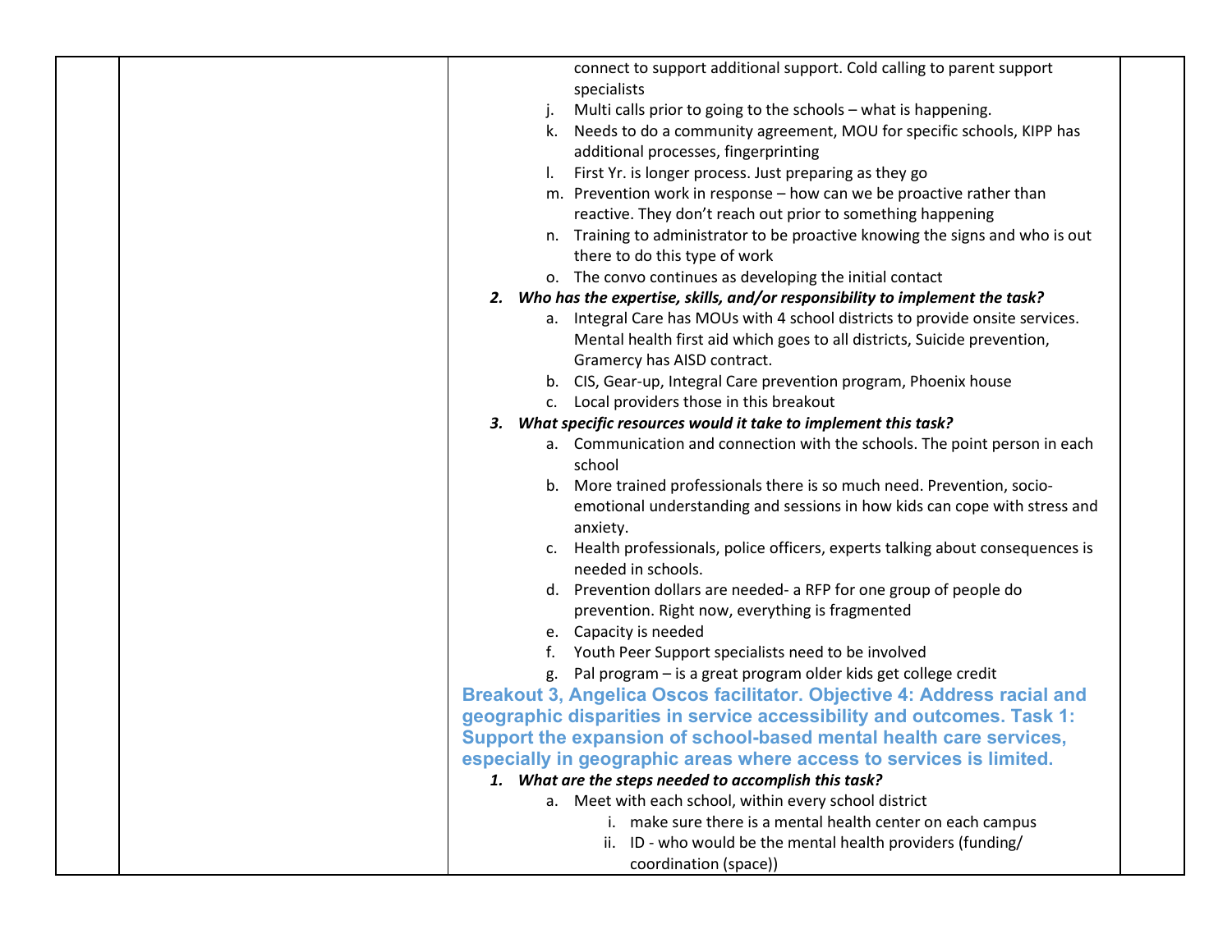connect to support additional support. Cold calling to parent support specialists

j. Multi calls prior to going to the schools – what is happening.
k. Needs to do a community agreement, MOU for specific schools, KIPP has additional processes, fingerprinting
l. First Yr. is longer process. Just preparing as they go
m. Prevention work in response – how can we be proactive rather than reactive. They don't reach out prior to something happening
n. Training to administrator to be proactive knowing the signs and who is out there to do this type of work
o. The convo continues as developing the initial contact

2. ***Who has the expertise, skills, and/or responsibility to implement the task?***
   a. Integral Care has MOUs with 4 school districts to provide onsite services. Mental health first aid which goes to all districts, Suicide prevention, Gramercy has AISD contract.
   b. CIS, Gear-up, Integral Care prevention program, Phoenix house
   c. Local providers those in this breakout

3. ***What specific resources would it take to implement this task?***
   a. Communication and connection with the schools. The point person in each school
   b. More trained professionals there is so much need. Prevention, socio-emotional understanding and sessions in how kids can cope with stress and anxiety.
   c. Health professionals, police officers, experts talking about consequences is needed in schools.
   d. Prevention dollars are needed- a RFP for one group of people do prevention. Right now, everything is fragmented
   e. Capacity is needed
   f. Youth Peer Support specialists need to be involved
   g. Pal program – is a great program older kids get college credit

### Breakout 3, Angelica Oscos facilitator. Objective 4: Address racial and geographic disparities in service accessibility and outcomes. Task 1: Support the expansion of school-based mental health care services, especially in geographic areas where access to services is limited.

1. ***What are the steps needed to accomplish this task?***
   a. Meet with each school, within every school district
      i. make sure there is a mental health center on each campus
      ii. ID - who would be the mental health providers (funding/ coordination (space))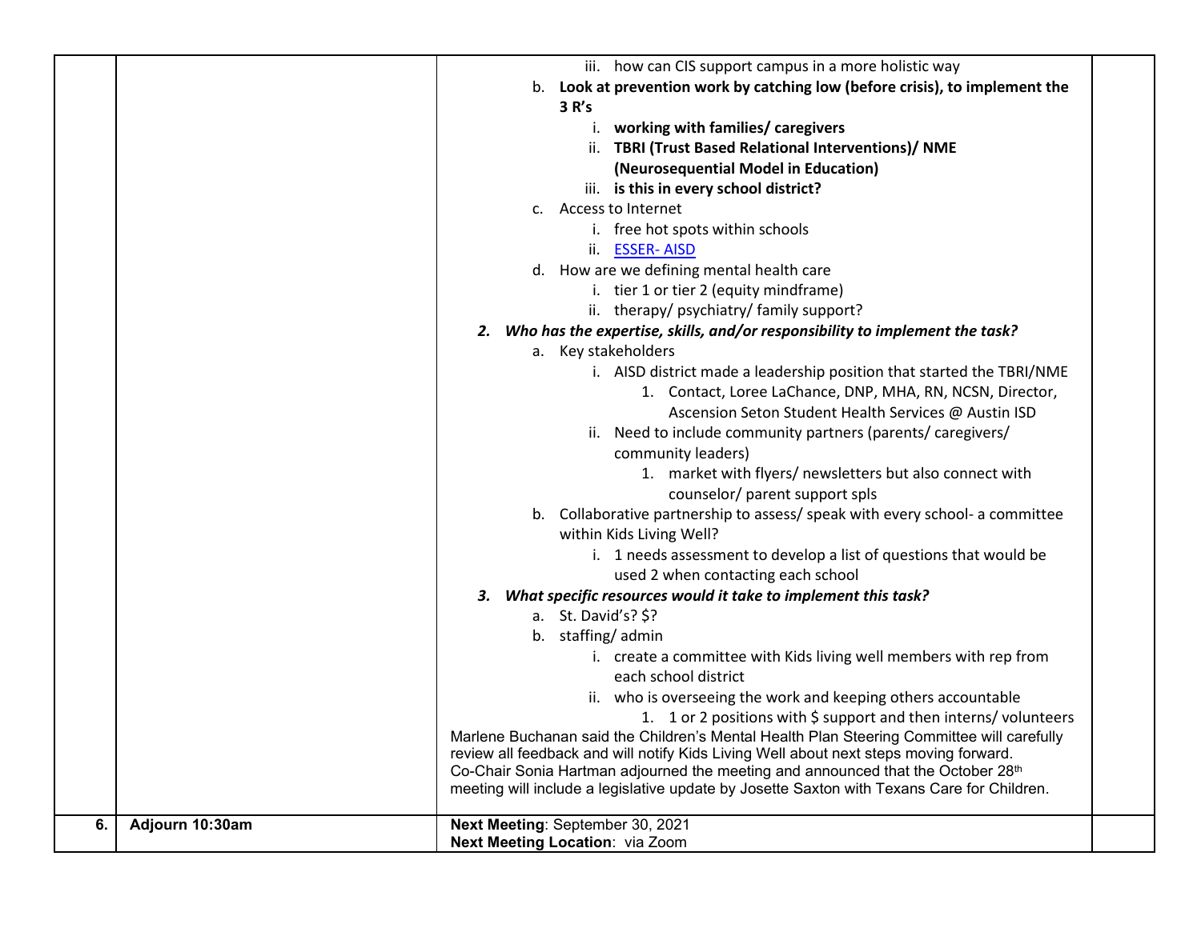| | | | |
|---|---|---|---|
| | | iii. how can CIS support campus in a more holistic way<br>b. **Look at prevention work by catching low (before crisis), to implement the 3 R's**<br>i. **working with families/ caregivers**<br>ii. **TBRI (Trust Based Relational Interventions)/ NME (Neurosequential Model in Education)**<br>iii. **is this in every school district?**<br>c. Access to Internet<br>i. free hot spots within schools<br>ii. [ESSER- AISD]<br>d. How are we defining mental health care<br>i. tier 1 or tier 2 (equity mindframe)<br>ii. therapy/ psychiatry/ family support?<br>***2. Who has the expertise, skills, and/or responsibility to implement the task?***<br>a. Key stakeholders<br>i. AISD district made a leadership position that started the TBRI/NME<br>1. Contact, Loree LaChance, DNP, MHA, RN, NCSN, Director, Ascension Seton Student Health Services @ Austin ISD<br>ii. Need to include community partners (parents/ caregivers/ community leaders)<br>1. market with flyers/ newsletters but also connect with counselor/ parent support spls<br>b. Collaborative partnership to assess/ speak with every school- a committee within Kids Living Well?<br>i. 1 needs assessment to develop a list of questions that would be used 2 when contacting each school<br>***3. What specific resources would it take to implement this task?***<br>a. St. David's? $?<br>b. staffing/ admin<br>i. create a committee with Kids living well members with rep from each school district<br>ii. who is overseeing the work and keeping others accountable<br>1. 1 or 2 positions with $ support and then interns/ volunteers<br>Marlene Buchanan said the Children's Mental Health Plan Steering Committee will carefully review all feedback and will notify Kids Living Well about next steps moving forward.<br>Co-Chair Sonia Hartman adjourned the meeting and announced that the October 28th meeting will include a legislative update by Josette Saxton with Texans Care for Children. | |
| **6.** | **Adjourn 10:30am** | **Next Meeting**: September 30, 2021<br>**Next Meeting Location**: via Zoom | |